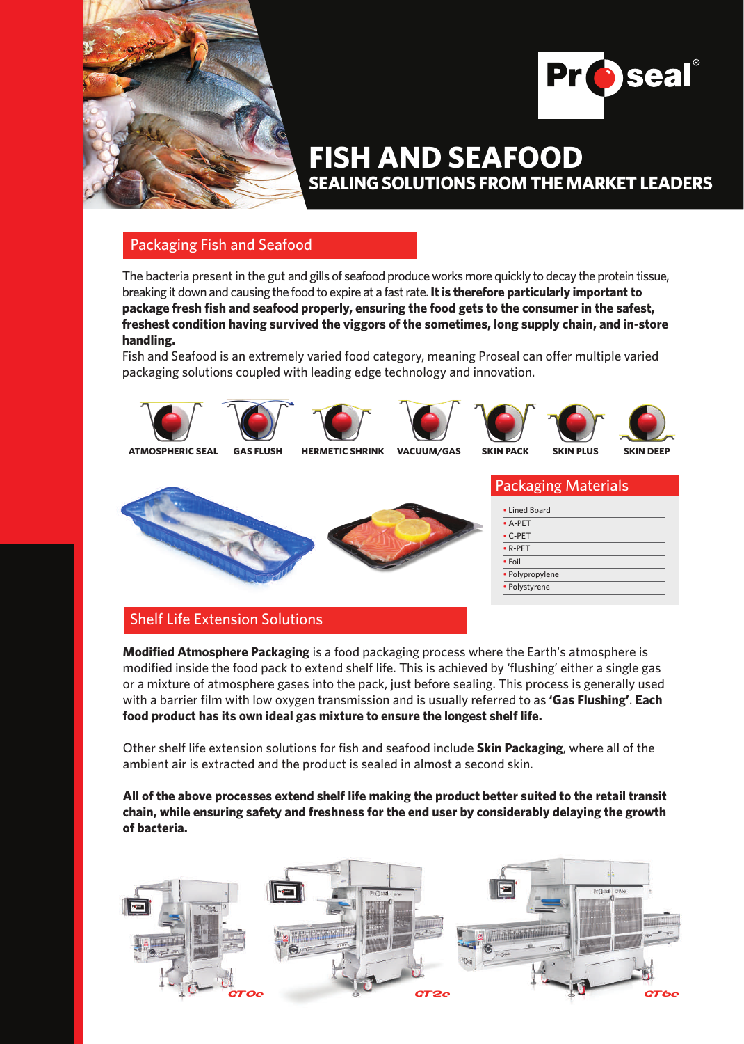# FISH AND SEAFOOD

## SEALING SOLUTIONS FROM THE MARKET LEADERS

## Packaging Fish and Seafood

The bacteria present in the gut and gills of seafood produce works more quickly to decay the protein tissue, breaking it down and causing the food to expire at a fast rate. **It is therefore particularly important to package fresh fish and seafood properly, ensuring the food gets to the consumer in the safest, freshest condition having survived the viggors of the sometimes, long supply chain, and in-store handling.**

Fish and Seafood is an extremely varied food category, meaning Proseal can offer multiple varied packaging solutions coupled with leading edge technology and innovation.

ATMOSPHERIC SEAL | GAS FLUSH | HERMETIC SHRINK | VACUUM/GAS | SKIN PACK | SKIN PLUS | SKIN DEEP

## Packaging Materials

- Lined Board
- A-PET
- C-PET
- R-PET
- Foil
- Polypropylene
- Polystyrene

## Shelf Life Extension Solutions

**Modified Atmosphere Packaging** is a food packaging process where the Earth's atmosphere is modified inside the food pack to extend shelf life. This is achieved by 'flushing' either a single gas or a mixture of atmosphere gases into the pack, just before sealing. This process is generally used with a barrier film with low oxygen transmission and is usually referred to as **'Gas Flushing'**. **Each food product has its own ideal gas mixture to ensure the longest shelf life.**

Other shelf life extension solutions for fish and seafood include **Skin Packaging**, where all of the ambient air is extracted and the product is sealed in almost a second skin.

**All of the above processes extend shelf life making the product better suited to the retail transit chain, while ensuring safety and freshness for the end user by considerably delaying the growth of bacteria.**

GT0e | GT2e | GT6e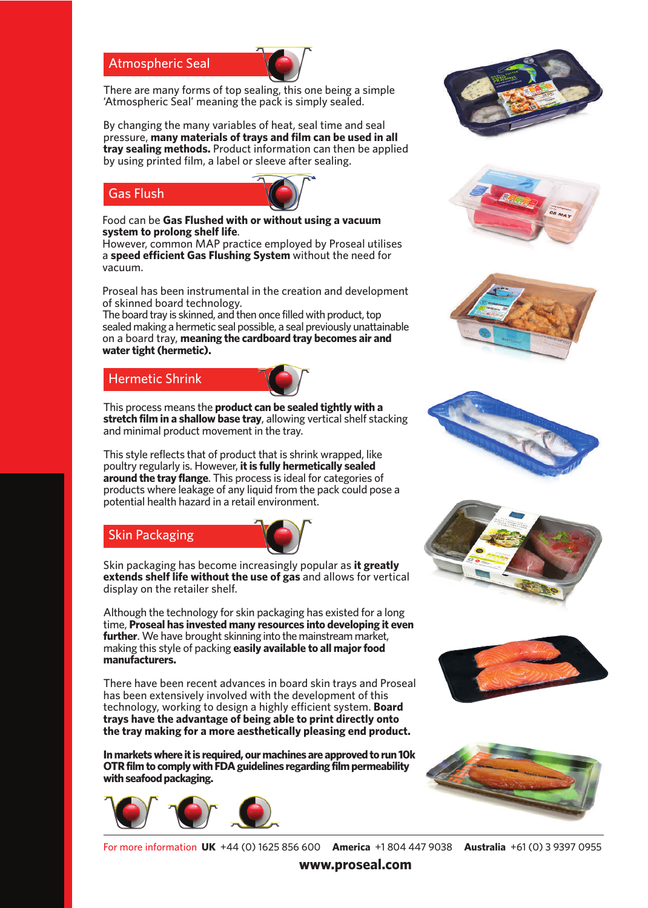## Atmospheric Seal

There are many forms of top sealing, this one being a simple 'Atmospheric Seal' meaning the pack is simply sealed.

By changing the many variables of heat, seal time and seal pressure, **many materials of trays and film can be used in all tray sealing methods.** Product information can then be applied by using printed film, a label or sleeve after sealing.

## Gas Flush

Food can be **Gas Flushed with or without using a vacuum system to prolong shelf life**.
However, common MAP practice employed by Proseal utilises a **speed efficient Gas Flushing System** without the need for vacuum.

Proseal has been instrumental in the creation and development of skinned board technology.
The board tray is skinned, and then once filled with product, top sealed making a hermetic seal possible, a seal previously unattainable on a board tray, **meaning the cardboard tray becomes air and water tight (hermetic).**

## Hermetic Shrink

This process means the **product can be sealed tightly with a stretch film in a shallow base tray**, allowing vertical shelf stacking and minimal product movement in the tray.

This style reflects that of product that is shrink wrapped, like poultry regularly is. However, **it is fully hermetically sealed around the tray flange**. This process is ideal for categories of products where leakage of any liquid from the pack could pose a potential health hazard in a retail environment.

## Skin Packaging

Skin packaging has become increasingly popular as **it greatly extends shelf life without the use of gas** and allows for vertical display on the retailer shelf.

Although the technology for skin packaging has existed for a long time, **Proseal has invested many resources into developing it even further**. We have brought skinning into the mainstream market, making this style of packing **easily available to all major food manufacturers.**

There have been recent advances in board skin trays and Proseal has been extensively involved with the development of this technology, working to design a highly efficient system. **Board trays have the advantage of being able to print directly onto the tray making for a more aesthetically pleasing end product.**

**In markets where it is required, our machines are approved to run 10k OTR film to comply with FDA guidelines regarding film permeability with seafood packaging.**

For more information **UK** +44 (0) 1625 856 600 **America** +1 804 447 9038 **Australia** +61 (0) 3 9397 0955

**www.proseal.com**